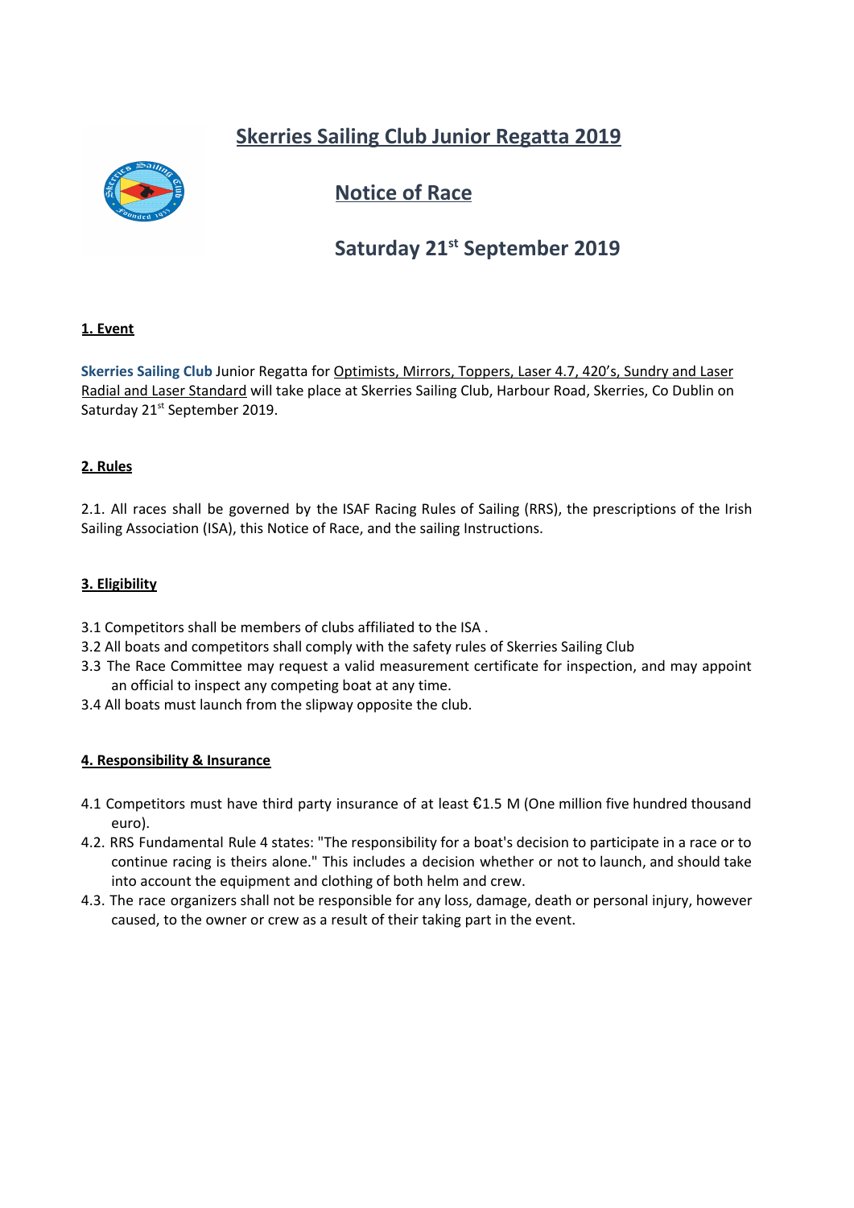# Skerries Sailing Club Junior Regatta 2019

## Notice of Race

## Saturday 21st September 2019

**1. Event**

**Skerries Sailing Club** Junior Regatta for Optimists, Mirrors, Toppers, Laser 4.7, 420's, Sundry and Laser Radial and Laser Standard will take place at Skerries Sailing Club, Harbour Road, Skerries, Co Dublin on Saturday 21st September 2019.

**2. Rules**

2.1. All races shall be governed by the ISAF Racing Rules of Sailing (RRS), the prescriptions of the Irish Sailing Association (ISA), this Notice of Race, and the sailing Instructions.

**3. Eligibility**

3.1 Competitors shall be members of clubs affiliated to the ISA .
3.2 All boats and competitors shall comply with the safety rules of Skerries Sailing Club
3.3 The Race Committee may request a valid measurement certificate for inspection, and may appoint an official to inspect any competing boat at any time.
3.4 All boats must launch from the slipway opposite the club.

**4. Responsibility & Insurance**

4.1 Competitors must have third party insurance of at least €1.5 M (One million five hundred thousand euro).
4.2. RRS Fundamental Rule 4 states: "The responsibility for a boat's decision to participate in a race or to continue racing is theirs alone." This includes a decision whether or not to launch, and should take into account the equipment and clothing of both helm and crew.
4.3. The race organizers shall not be responsible for any loss, damage, death or personal injury, however caused, to the owner or crew as a result of their taking part in the event.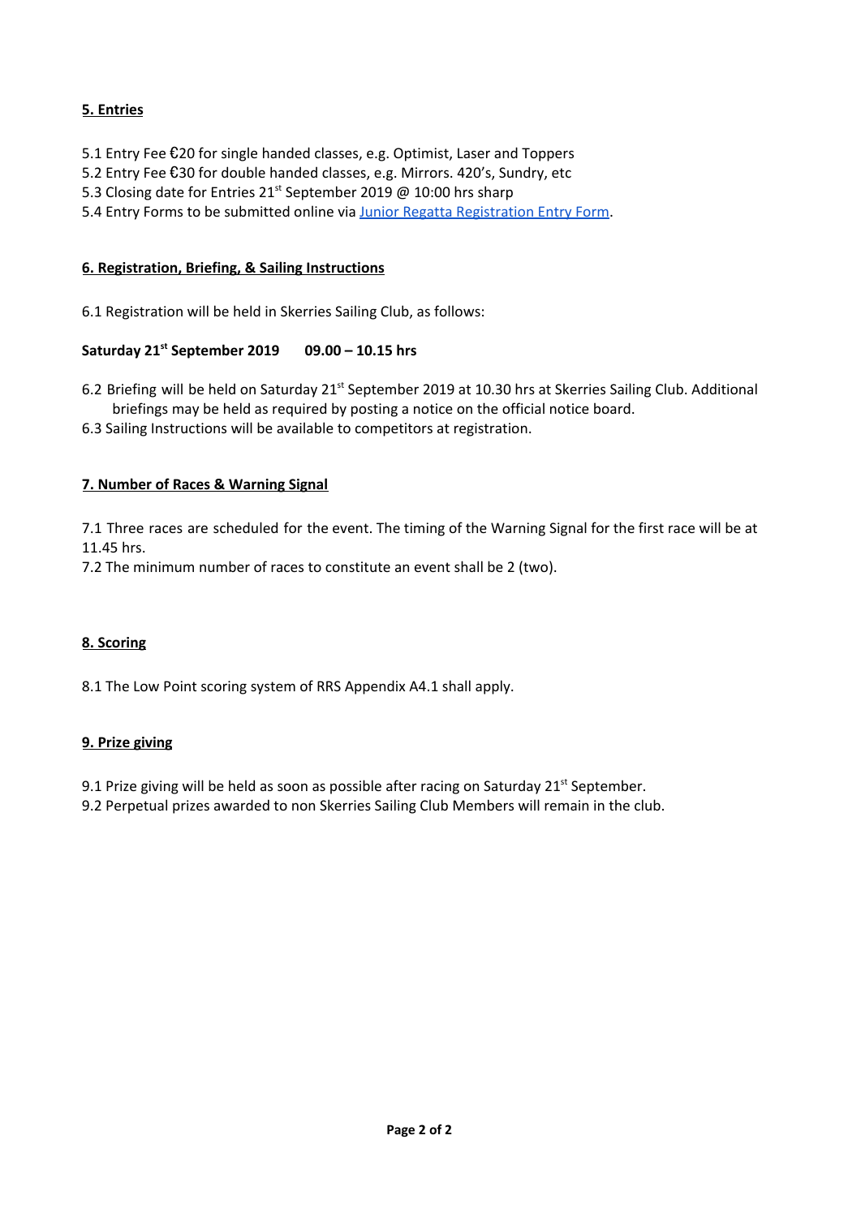## 5. Entries

5.1 Entry Fee €20 for single handed classes, e.g. Optimist, Laser and Toppers
5.2 Entry Fee €30 for double handed classes, e.g. Mirrors. 420's, Sundry, etc
5.3 Closing date for Entries 21st September 2019 @ 10:00 hrs sharp
5.4 Entry Forms to be submitted online via [Junior Regatta Registration Entry Form]().

## 6. Registration, Briefing, & Sailing Instructions

6.1 Registration will be held in Skerries Sailing Club, as follows:

**Saturday 21st September 2019 09.00 – 10.15 hrs**

6.2 Briefing will be held on Saturday 21st September 2019 at 10.30 hrs at Skerries Sailing Club. Additional briefings may be held as required by posting a notice on the official notice board.
6.3 Sailing Instructions will be available to competitors at registration.

## 7. Number of Races & Warning Signal

7.1 Three races are scheduled for the event. The timing of the Warning Signal for the first race will be at 11.45 hrs.
7.2 The minimum number of races to constitute an event shall be 2 (two).

## 8. Scoring

8.1 The Low Point scoring system of RRS Appendix A4.1 shall apply.

## 9. Prize giving

9.1 Prize giving will be held as soon as possible after racing on Saturday 21st September.
9.2 Perpetual prizes awarded to non Skerries Sailing Club Members will remain in the club.